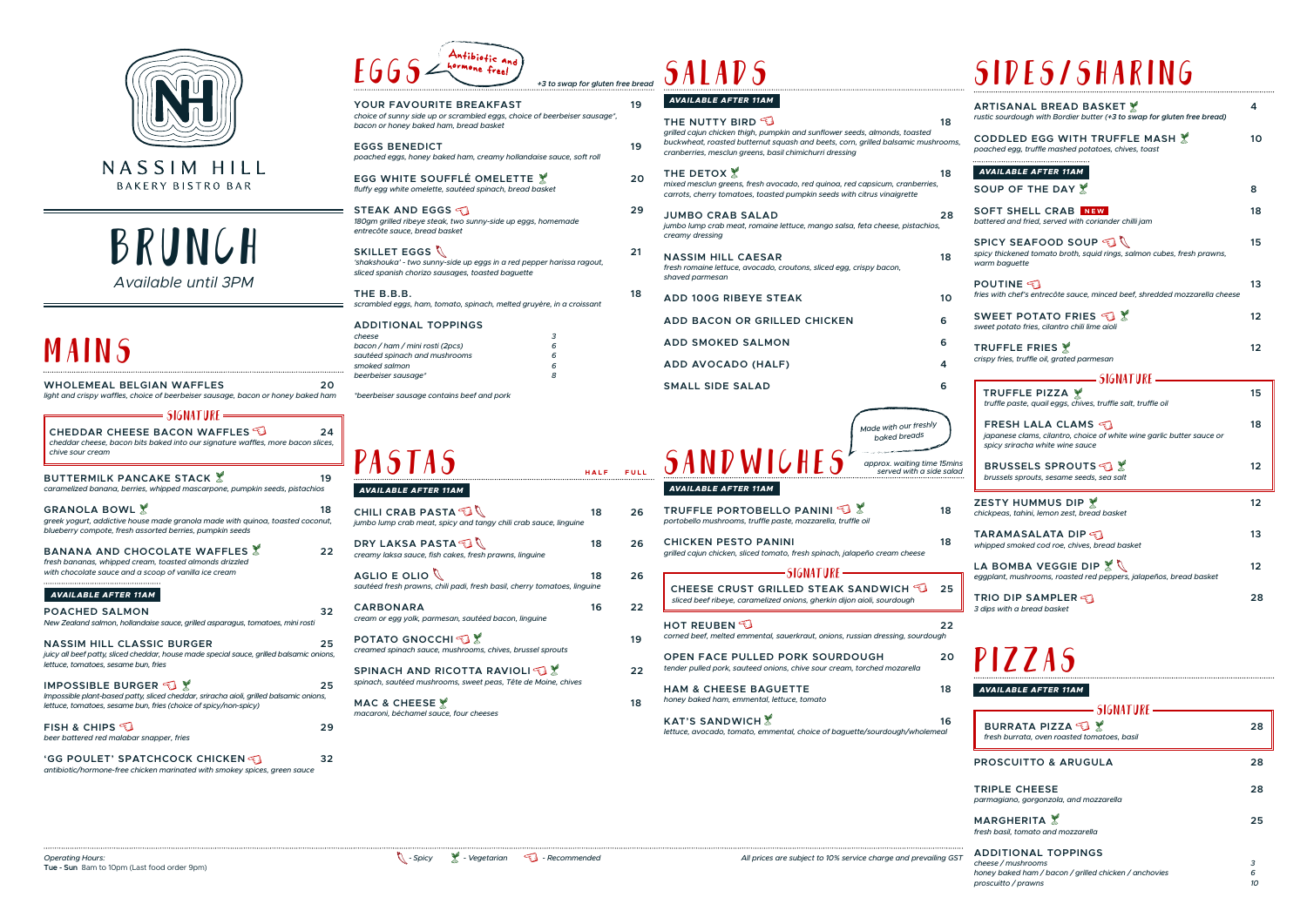# NASSIM HILL

BAKERY BISTRO BAR

# BRUNCH

*Available until 3PM*

## MAINS

**WHOLEMEAL BELGIAN WAFFLES** 20
*light and crispy waffles, choice of beerbeiser sausage, bacon or honey baked ham*

### SIGNATURE

**CHEDDAR CHEESE BACON WAFFLES** 24
*cheddar cheese, bacon bits baked into our signature waffles, more bacon slices, chive sour cream*

**BUTTERMILK PANCAKE STACK** 19
*caramelized banana, berries, whipped mascarpone, pumpkin seeds, pistachios*

**GRANOLA BOWL** 18
*greek yogurt, addictive house made granola made with quinoa, toasted coconut, blueberry compote, fresh assorted berries, pumpkin seeds*

**BANANA AND CHOCOLATE WAFFLES** 22
*fresh bananas, whipped cream, toasted almonds drizzled with chocolate sauce and a scoop of vanilla ice cream*

*AVAILABLE AFTER 11AM*

**POACHED SALMON** 32
*New Zealand salmon, hollandaise sauce, grilled asparagus, tomatoes, mini rosti*

**NASSIM HILL CLASSIC BURGER** 25
*juicy all beef patty, sliced cheddar, house made special sauce, grilled balsamic onions, lettuce, tomatoes, sesame bun, fries*

**IMPOSSIBLE BURGER** 25
*Impossible plant-based patty, sliced cheddar, sriracha aioli, grilled balsamic onions, lettuce, tomatoes, sesame bun, fries (choice of spicy/non-spicy)*

**FISH & CHIPS** 29
*beer battered red malabar snapper, fries*

**'GG POULET' SPATCHCOCK CHICKEN** 32
*antibiotic/hormone-free chicken marinated with smokey spices, green sauce*

## EGGS

Antibiotic and hormone free!

*+3 to swap for gluten free bread*

**YOUR FAVOURITE BREAKFAST** 19
*choice of sunny side up or scrambled eggs, choice of beerbeiser sausage*, bacon or honey baked ham, bread basket*

**EGGS BENEDICT** 19
*poached eggs, honey baked ham, creamy hollandaise sauce, soft roll*

**EGG WHITE SOUFFLÉ OMELETTE** 20
*fluffy egg white omelette, sautéed spinach, bread basket*

**STEAK AND EGGS** 29
*180gm grilled ribeye steak, two sunny-side up eggs, homemade entrecôte sauce, bread basket*

**SKILLET EGGS** 21
*'shakshouka' - two sunny-side up eggs in a red pepper harissa ragout, sliced spanish chorizo sausages, toasted baguette*

**THE B.B.B.** 18
*scrambled eggs, ham, tomato, spinach, melted gruyère, in a croissant*

**ADDITIONAL TOPPINGS**

| | |
|---|---|
| *cheese* | 3 |
| *bacon / ham / mini rosti (2pcs)* | 6 |
| *sautéed spinach and mushrooms* | 6 |
| *smoked salmon* | 6 |
| *beerbeiser sausage** | 8 |

*\*beerbeiser sausage contains beef and pork*

## PASTAS

*AVAILABLE AFTER 11AM*

| | HALF | FULL |
|---|---|---|
| **CHILI CRAB PASTA** *jumbo lump crab meat, spicy and tangy chili crab sauce, linguine* | 18 | 26 |
| **DRY LAKSA PASTA** *creamy laksa sauce, fish cakes, fresh prawns, linguine* | 18 | 26 |
| **AGLIO E OLIO** *sautéed fresh prawns, chili padi, fresh basil, cherry tomatoes, linguine* | 18 | 26 |
| **CARBONARA** *cream or egg yolk, parmesan, sautéed bacon, linguine* | 16 | 22 |
| **POTATO GNOCCHI** *creamed spinach sauce, mushrooms, chives, brussel sprouts* | | 19 |
| **SPINACH AND RICOTTA RAVIOLI** *spinach, sautéed mushrooms, sweet peas, Tête de Moine, chives* | | 22 |
| **MAC & CHEESE** *macaroni, béchamel sauce, four cheeses* | | 18 |

## SALADS

*AVAILABLE AFTER 11AM*

**THE NUTTY BIRD** 18
*grilled cajun chicken thigh, pumpkin and sunflower seeds, almonds, toasted buckwheat, roasted butternut squash and beets, corn, grilled balsamic mushrooms, cranberries, mesclun greens, basil chimichurri dressing*

**THE DETOX** 18
*mixed mesclun greens, fresh avocado, red quinoa, red capsicum, cranberries, carrots, cherry tomatoes, toasted pumpkin seeds with citrus vinaigrette*

**JUMBO CRAB SALAD** 28
*jumbo lump crab meat, romaine lettuce, mango salsa, feta cheese, pistachios, creamy dressing*

**NASSIM HILL CAESAR** 18
*fresh romaine lettuce, avocado, croutons, sliced egg, crispy bacon, shaved parmesan*

**ADD 100G RIBEYE STEAK** 10

**ADD BACON OR GRILLED CHICKEN** 6

**ADD SMOKED SALMON** 6

**ADD AVOCADO (HALF)** 4

**SMALL SIDE SALAD** 6

## SANDWICHES

Made with our freshly baked breads

*approx. waiting time 15mins served with a side salad*

*AVAILABLE AFTER 11AM*

**TRUFFLE PORTOBELLO PANINI** 18
*portobello mushrooms, truffle paste, mozzarella, truffle oil*

**CHICKEN PESTO PANINI** 18
*grilled cajun chicken, sliced tomato, fresh spinach, jalapeño cream cheese*

### SIGNATURE

**CHEESE CRUST GRILLED STEAK SANDWICH** 25
*sliced beef ribeye, caramelized onions, gherkin dijon aioli, sourdough*

**HOT REUBEN** 22
*corned beef, melted emmental, sauerkraut, onions, russian dressing, sourdough*

**OPEN FACE PULLED PORK SOURDOUGH** 20
*tender pulled pork, sauteed onions, chive sour cream, torched mozarella*

**HAM & CHEESE BAGUETTE** 18
*honey baked ham, emmental, lettuce, tomato*

**KAT'S SANDWICH** 16
*lettuce, avocado, tomato, emmental, choice of baguette/sourdough/wholemeal*

## SIDES/SHARING

**ARTISANAL BREAD BASKET** 4
*rustic sourdough with Bordier butter (+3 to swap for gluten free bread)*

**CODDLED EGG WITH TRUFFLE MASH** 10
*poached egg, truffle mashed potatoes, chives, toast*

*AVAILABLE AFTER 11AM*

**SOUP OF THE DAY** 8

**SOFT SHELL CRAB** NEW 18
*battered and fried, served with coriander chilli jam*

**SPICY SEAFOOD SOUP** 15
*spicy thickened tomato broth, squid rings, salmon cubes, fresh prawns, warm baguette*

**POUTINE** 13
*fries with chef's entrecôte sauce, minced beef, shredded mozzarella cheese*

**SWEET POTATO FRIES** 12
*sweet potato fries, cilantro chili lime aioli*

**TRUFFLE FRIES** 12
*crispy fries, truffle oil, grated parmesan*

### SIGNATURE

**TRUFFLE PIZZA** 15
*truffle paste, quail eggs, chives, truffle salt, truffle oil*

**FRESH LALA CLAMS** 18
*japanese clams, cilantro, choice of white wine garlic butter sauce or spicy sriracha white wine sauce*

**BRUSSELS SPROUTS** 12
*brussels sprouts, sesame seeds, sea salt*

**ZESTY HUMMUS DIP** 12
*chickpeas, tahini, lemon zest, bread basket*

**TARAMASALATA DIP** 13
*whipped smoked cod roe, chives, bread basket*

**LA BOMBA VEGGIE DIP** 12
*eggplant, mushrooms, roasted red peppers, jalapeños, bread basket*

**TRIO DIP SAMPLER** 28
*3 dips with a bread basket*

## PIZZAS

*AVAILABLE AFTER 11AM*

### SIGNATURE

**BURRATA PIZZA** 28
*fresh burrata, oven roasted tomatoes, basil*

**PROSCUITTO & ARUGULA** 28

**TRIPLE CHEESE** 28
*parmagiano, gorgonzola, and mozzarella*

**MARGHERITA** 25
*fresh basil, tomato and mozzarella*

**ADDITIONAL TOPPINGS**

| | |
|---|---|
| *cheese / mushrooms* | 3 |
| *honey baked ham / bacon / grilled chicken / anchovies* | 6 |
| *proscuitto / prawns* | 10 |

*Operating Hours:*
**Tue - Sun** 8am to 10pm (Last food order 9pm)

*- Spicy* *- Vegetarian* *- Recommended*

*All prices are subject to 10% service charge and prevailing GST*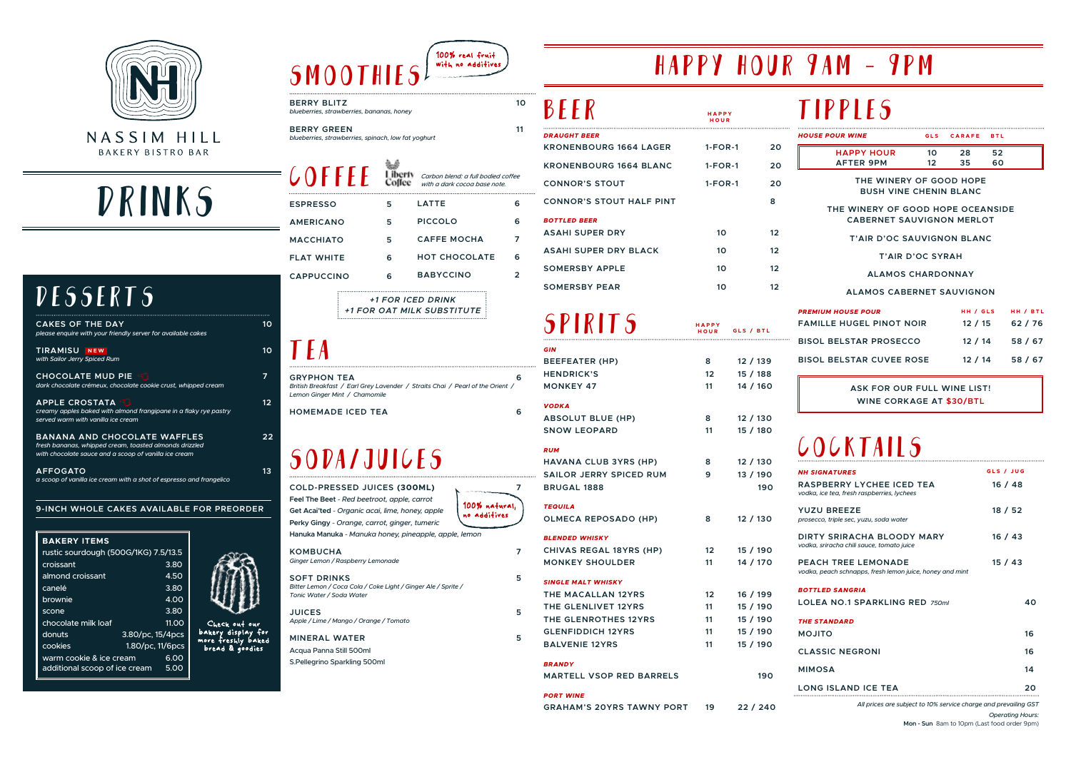NASSIM HILL

BAKERY BISTRO BAR

# DRINKS

## DESSERTS

| | |
|---|---|
| **CAKES OF THE DAY** *please enquire with your friendly server for available cakes* | 10 |
| **TIRAMISU** NEW *with Sailor Jerry Spiced Rum* | 10 |
| **CHOCOLATE MUD PIE** *dark chocolate crémeux, chocolate cookie crust, whipped cream* | 7 |
| **APPLE CROSTATA** *creamy apples baked with almond frangipane in a flaky rye pastry served warm with vanilla ice cream* | 12 |
| **BANANA AND CHOCOLATE WAFFLES** *fresh bananas, whipped cream, toasted almonds drizzled with chocolate sauce and a scoop of vanilla ice cream* | 22 |
| **AFFOGATO** *a scoop of vanilla ice cream with a shot of espresso and frangelico* | 13 |

**9-INCH WHOLE CAKES AVAILABLE FOR PREORDER**

| BAKERY ITEMS | |
|---|---|
| rustic sourdough (500G/1KG) | 7.5/13.5 |
| croissant | 3.80 |
| almond croissant | 4.50 |
| canelé | 3.80 |
| brownie | 4.00 |
| scone | 3.80 |
| chocolate milk loaf | 11.00 |
| donuts | 3.80/pc, 15/4pcs |
| cookies | 1.80/pc, 11/6pcs |
| warm cookie & ice cream | 6.00 |
| additional scoop of ice cream | 5.00 |

Check out our bakery display for more freshly baked bread & goodies

## SMOOTHIES

100% real fruit with no additives

| | |
|---|---|
| **BERRY BLITZ** *blueberries, strawberries, bananas, honey* | 10 |
| **BERRY GREEN** *blueberries, strawberries, spinach, low fat yoghurt* | 11 |

## COFFEE

Liberty Coffee — *Carbon blend: a full bodied coffee with a dark cocoa base note.*

| | | | |
|---|---|---|---|
| ESPRESSO | 5 | LATTE | 6 |
| AMERICANO | 5 | PICCOLO | 6 |
| MACCHIATO | 5 | CAFFE MOCHA | 7 |
| FLAT WHITE | 6 | HOT CHOCOLATE | 6 |
| CAPPUCCINO | 6 | BABYCCINO | 2 |

*+1 FOR ICED DRINK*
*+1 FOR OAT MILK SUBSTITUTE*

## TEA

| | |
|---|---|
| **GRYPHON TEA** *British Breakfast / Earl Grey Lavender / Straits Chai / Pearl of the Orient / Lemon Ginger Mint / Chamomile* | 6 |
| **HOMEMADE ICED TEA** | 6 |

## SODA/JUICES

**COLD-PRESSED JUICES (300ML)** — 7

100% natural, no additives

- **Feel The Beet** - *Red beetroot, apple, carrot*
- **Get Acai'ted** - *Organic acai, lime, honey, apple*
- **Perky Gingy** - *Orange, carrot, ginger, tumeric*
- **Hanuka Manuka** - *Manuka honey, pineapple, apple, lemon*

| | |
|---|---|
| **KOMBUCHA** *Ginger Lemon / Raspberry Lemonade* | 7 |
| **SOFT DRINKS** *Bitter Lemon / Coca Cola / Coke Light / Ginger Ale / Sprite / Tonic Water / Soda Water* | 5 |
| **JUICES** *Apple / Lime / Mango / Orange / Tomato* | 5 |
| **MINERAL WATER** Acqua Panna Still 500ml, S.Pellegrino Sparkling 500ml | 5 |

# HAPPY HOUR 9AM - 9PM

## BEER

| | HAPPY HOUR | |
|---|---|---|
| ***DRAUGHT BEER*** | | |
| KRONENBOURG 1664 LAGER | 1-FOR-1 | 20 |
| KRONENBOURG 1664 BLANC | 1-FOR-1 | 20 |
| CONNOR'S STOUT | 1-FOR-1 | 20 |
| CONNOR'S STOUT HALF PINT | | 8 |
| ***BOTTLED BEER*** | | |
| ASAHI SUPER DRY | 10 | 12 |
| ASAHI SUPER DRY BLACK | 10 | 12 |
| SOMERSBY APPLE | 10 | 12 |
| SOMERSBY PEAR | 10 | 12 |

## SPIRITS

| | HAPPY HOUR | GLS / BTL |
|---|---|---|
| ***GIN*** | | |
| BEEFEATER (HP) | 8 | 12 / 139 |
| HENDRICK'S | 12 | 15 / 188 |
| MONKEY 47 | 11 | 14 / 160 |
| ***VODKA*** | | |
| ABSOLUT BLUE (HP) | 8 | 12 / 130 |
| SNOW LEOPARD | 11 | 15 / 180 |
| ***RUM*** | | |
| HAVANA CLUB 3YRS (HP) | 8 | 12 / 130 |
| SAILOR JERRY SPICED RUM | 9 | 13 / 190 |
| BRUGAL 1888 | | 190 |
| ***TEQUILA*** | | |
| OLMECA REPOSADO (HP) | 8 | 12 / 130 |
| ***BLENDED WHISKY*** | | |
| CHIVAS REGAL 18YRS (HP) | 12 | 15 / 190 |
| MONKEY SHOULDER | 11 | 14 / 170 |
| ***SINGLE MALT WHISKY*** | | |
| THE MACALLAN 12YRS | 12 | 16 / 199 |
| THE GLENLIVET 12YRS | 11 | 15 / 190 |
| THE GLENROTHES 12YRS | 11 | 15 / 190 |
| GLENFIDDICH 12YRS | 11 | 15 / 190 |
| BALVENIE 12YRS | 11 | 15 / 190 |
| ***BRANDY*** | | |
| MARTELL VSOP RED BARRELS | | 190 |
| ***PORT WINE*** | | |
| GRAHAM'S 20YRS TAWNY PORT | 19 | 22 / 240 |

## TIPPLES

| ***HOUSE POUR WINE*** | GLS | CARAFE | BTL |
|---|---|---|---|
| HAPPY HOUR | 10 | 28 | 52 |
| AFTER 9PM | 12 | 35 | 60 |

- THE WINERY OF GOOD HOPE BUSH VINE CHENIN BLANC
- THE WINERY OF GOOD HOPE OCEANSIDE CABERNET SAUVIGNON MERLOT
- T'AIR D'OC SAUVIGNON BLANC
- T'AIR D'OC SYRAH
- ALAMOS CHARDONNAY
- ALAMOS CABERNET SAUVIGNON

| ***PREMIUM HOUSE POUR*** | HH / GLS | HH / BTL |
|---|---|---|
| FAMILLE HUGEL PINOT NOIR | 12 / 15 | 62 / 76 |
| BISOL BELSTAR PROSECCO | 12 / 14 | 58 / 67 |
| BISOL BELSTAR CUVEE ROSE | 12 / 14 | 58 / 67 |

ASK FOR OUR FULL WINE LIST!
WINE CORKAGE AT $30/BTL

## COCKTAILS

| ***NH SIGNATURES*** | GLS / JUG |
|---|---|
| **RASPBERRY LYCHEE ICED TEA** *vodka, ice tea, fresh raspberries, lychees* | 16 / 48 |
| **YUZU BREEZE** *prosecco, triple sec, yuzu, soda water* | 18 / 52 |
| **DIRTY SRIRACHA BLOODY MARY** *vodka, sriracha chili sauce, tomato juice* | 16 / 43 |
| **PEACH TREE LEMONADE** *vodka, peach schnapps, fresh lemon juice, honey and mint* | 15 / 43 |
| ***BOTTLED SANGRIA*** | |
| LOLEA NO.1 SPARKLING RED *750ml* | 40 |
| ***THE STANDARD*** | |
| MOJITO | 16 |
| CLASSIC NEGRONI | 16 |
| MIMOSA | 14 |
| LONG ISLAND ICE TEA | 20 |

*All prices are subject to 10% service charge and prevailing GST*

*Operating Hours:*
**Mon - Sun** 8am to 10pm (Last food order 9pm)